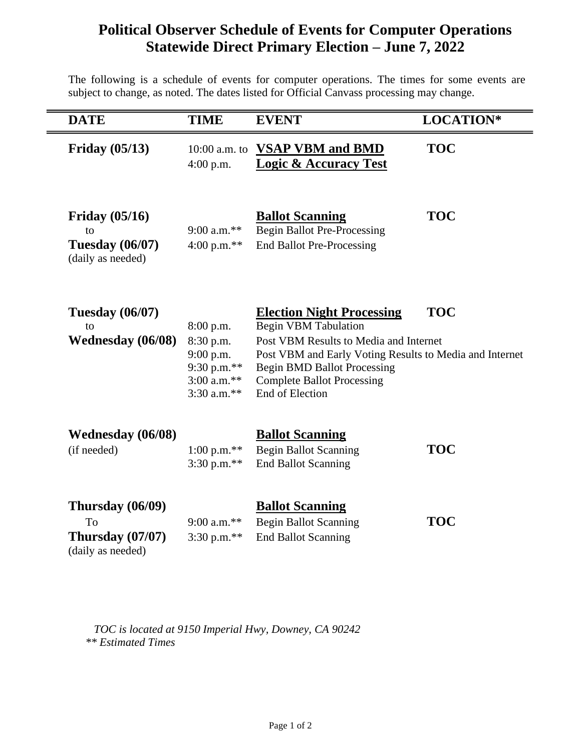# Political Observer Schedule of Events for Computer Operations
# Statewide Direct Primary Election – June 7, 2022

The following is a schedule of events for computer operations. The times for some events are subject to change, as noted. The dates listed for Official Canvass processing may change.

| DATE | TIME | EVENT | LOCATION* |
|---|---|---|---|
| **Friday (05/13)** | 10:00 a.m. to 4:00 p.m. | **VSAP VBM and BMD Logic & Accuracy Test** | **TOC** |
| **Friday (05/16)** to **Tuesday (06/07)** (daily as needed) | | **Ballot Scanning** | **TOC** |
| | 9:00 a.m.** | Begin Ballot Pre-Processing | |
| | 4:00 p.m.** | End Ballot Pre-Processing | |
| **Tuesday (06/07)** to **Wednesday (06/08)** | | **Election Night Processing** | **TOC** |
| | 8:00 p.m. | Begin VBM Tabulation | |
| | 8:30 p.m. | Post VBM Results to Media and Internet | |
| | 9:00 p.m. | Post VBM and Early Voting Results to Media and Internet | |
| | 9:30 p.m.** | Begin BMD Ballot Processing | |
| | 3:00 a.m.** | Complete Ballot Processing | |
| | 3:30 a.m.** | End of Election | |
| **Wednesday (06/08)** (if needed) | | **Ballot Scanning** | **TOC** |
| | 1:00 p.m.** | Begin Ballot Scanning | |
| | 3:30 p.m.** | End Ballot Scanning | |
| **Thursday (06/09)** To **Thursday (07/07)** (daily as needed) | | **Ballot Scanning** | **TOC** |
| | 9:00 a.m.** | Begin Ballot Scanning | |
| | 3:30 p.m.** | End Ballot Scanning | |

*TOC is located at 9150 Imperial Hwy, Downey, CA 90242*
*** Estimated Times*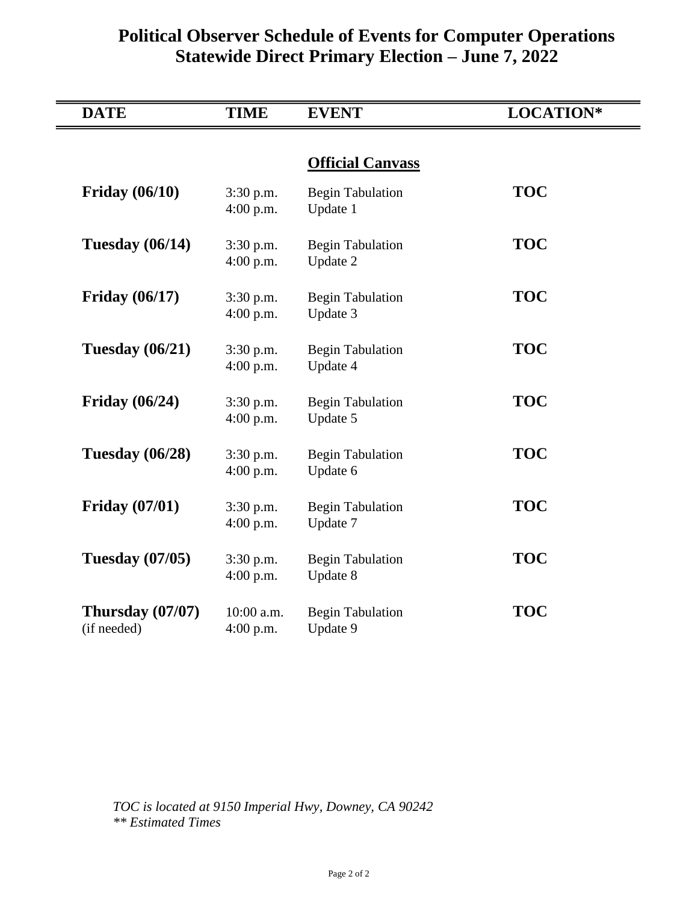# Political Observer Schedule of Events for Computer Operations
# Statewide Direct Primary Election – June 7, 2022

| DATE | TIME | EVENT | LOCATION* |
|---|---|---|---|
| | | **Official Canvass** | |
| **Friday (06/10)** | 3:30 p.m.<br>4:00 p.m. | Begin Tabulation<br>Update 1 | **TOC** |
| **Tuesday (06/14)** | 3:30 p.m.<br>4:00 p.m. | Begin Tabulation<br>Update 2 | **TOC** |
| **Friday (06/17)** | 3:30 p.m.<br>4:00 p.m. | Begin Tabulation<br>Update 3 | **TOC** |
| **Tuesday (06/21)** | 3:30 p.m.<br>4:00 p.m. | Begin Tabulation<br>Update 4 | **TOC** |
| **Friday (06/24)** | 3:30 p.m.<br>4:00 p.m. | Begin Tabulation<br>Update 5 | **TOC** |
| **Tuesday (06/28)** | 3:30 p.m.<br>4:00 p.m. | Begin Tabulation<br>Update 6 | **TOC** |
| **Friday (07/01)** | 3:30 p.m.<br>4:00 p.m. | Begin Tabulation<br>Update 7 | **TOC** |
| **Tuesday (07/05)** | 3:30 p.m.<br>4:00 p.m. | Begin Tabulation<br>Update 8 | **TOC** |
| **Thursday (07/07)**<br>(if needed) | 10:00 a.m.<br>4:00 p.m. | Begin Tabulation<br>Update 9 | **TOC** |

*TOC is located at 9150 Imperial Hwy, Downey, CA 90242*
*** Estimated Times*